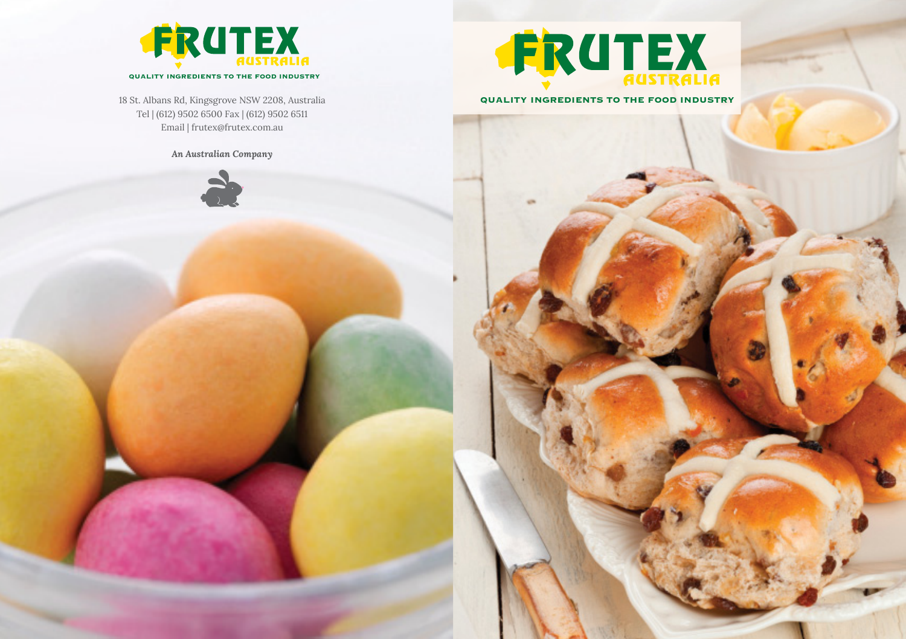# FRUTEX AUSTRALIA

**QUALITY INGREDIENTS TO THE FOOD INDUSTRY**

18 St. Albans Rd, Kingsgrove NSW 2208, Australia
Tel | (612) 9502 6500 Fax | (612) 9502 6511
Email | frutex@frutex.com.au

*An Australian Company*

# FRUTEX AUSTRALIA

**QUALITY INGREDIENTS TO THE FOOD INDUSTRY**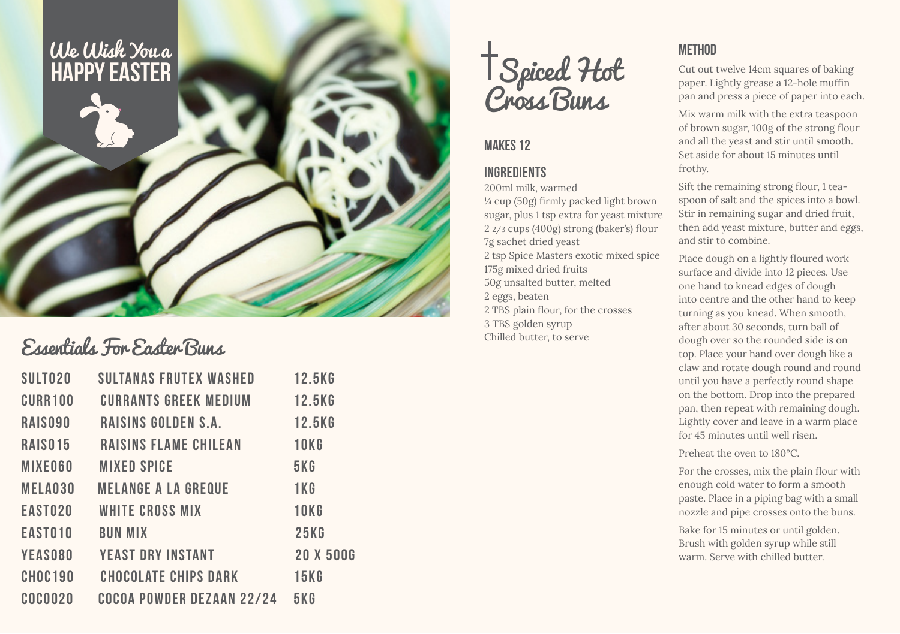We Wish You a
HAPPY EASTER

## Essentials For Easter Buns

| | | |
|---|---|---|
| SULT020 | SULTANAS FRUTEX WASHED | 12.5KG |
| CURR100 | CURRANTS GREEK MEDIUM | 12.5KG |
| RAIS090 | RAISINS GOLDEN S.A. | 12.5KG |
| RAIS015 | RAISINS FLAME CHILEAN | 10KG |
| MIXE060 | MIXED SPICE | 5KG |
| MELA030 | MELANGE A LA GREQUE | 1KG |
| EAST020 | WHITE CROSS MIX | 10KG |
| EAST010 | BUN MIX | 25KG |
| YEAS080 | YEAST DRY INSTANT | 20 X 500G |
| CHOC190 | CHOCOLATE CHIPS DARK | 15KG |
| COCO020 | COCOA POWDER DEZAAN 22/24 | 5KG |

# Spiced Hot Cross Buns

### MAKES 12

### INGREDIENTS

200ml milk, warmed
¼ cup (50g) firmly packed light brown sugar, plus 1 tsp extra for yeast mixture
2 2/3 cups (400g) strong (baker's) flour
7g sachet dried yeast
2 tsp Spice Masters exotic mixed spice
175g mixed dried fruits
50g unsalted butter, melted
2 eggs, beaten
2 TBS plain flour, for the crosses
3 TBS golden syrup
Chilled butter, to serve

### METHOD

Cut out twelve 14cm squares of baking paper. Lightly grease a 12-hole muffin pan and press a piece of paper into each.

Mix warm milk with the extra teaspoon of brown sugar, 100g of the strong flour and all the yeast and stir until smooth. Set aside for about 15 minutes until frothy.

Sift the remaining strong flour, 1 teaspoon of salt and the spices into a bowl. Stir in remaining sugar and dried fruit, then add yeast mixture, butter and eggs, and stir to combine.

Place dough on a lightly floured work surface and divide into 12 pieces. Use one hand to knead edges of dough into centre and the other hand to keep turning as you knead. When smooth, after about 30 seconds, turn ball of dough over so the rounded side is on top. Place your hand over dough like a claw and rotate dough round and round until you have a perfectly round shape on the bottom. Drop into the prepared pan, then repeat with remaining dough. Lightly cover and leave in a warm place for 45 minutes until well risen.

Preheat the oven to 180°C.

For the crosses, mix the plain flour with enough cold water to form a smooth paste. Place in a piping bag with a small nozzle and pipe crosses onto the buns.

Bake for 15 minutes or until golden. Brush with golden syrup while still warm. Serve with chilled butter.